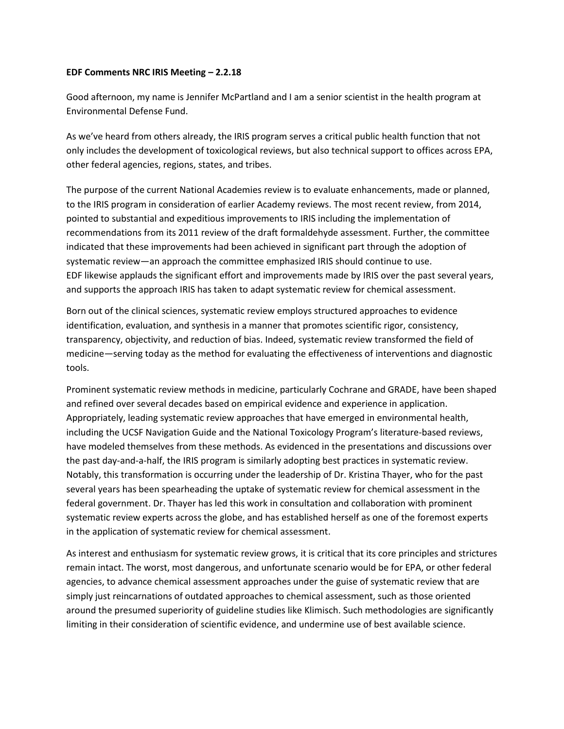**EDF Comments NRC IRIS Meeting – 2.2.18**

Good afternoon, my name is Jennifer McPartland and I am a senior scientist in the health program at Environmental Defense Fund.

As we've heard from others already, the IRIS program serves a critical public health function that not only includes the development of toxicological reviews, but also technical support to offices across EPA, other federal agencies, regions, states, and tribes.

The purpose of the current National Academies review is to evaluate enhancements, made or planned, to the IRIS program in consideration of earlier Academy reviews. The most recent review, from 2014, pointed to substantial and expeditious improvements to IRIS including the implementation of recommendations from its 2011 review of the draft formaldehyde assessment. Further, the committee indicated that these improvements had been achieved in significant part through the adoption of systematic review—an approach the committee emphasized IRIS should continue to use. EDF likewise applauds the significant effort and improvements made by IRIS over the past several years, and supports the approach IRIS has taken to adapt systematic review for chemical assessment.

Born out of the clinical sciences, systematic review employs structured approaches to evidence identification, evaluation, and synthesis in a manner that promotes scientific rigor, consistency, transparency, objectivity, and reduction of bias. Indeed, systematic review transformed the field of medicine—serving today as the method for evaluating the effectiveness of interventions and diagnostic tools.

Prominent systematic review methods in medicine, particularly Cochrane and GRADE, have been shaped and refined over several decades based on empirical evidence and experience in application. Appropriately, leading systematic review approaches that have emerged in environmental health, including the UCSF Navigation Guide and the National Toxicology Program's literature-based reviews, have modeled themselves from these methods. As evidenced in the presentations and discussions over the past day-and-a-half, the IRIS program is similarly adopting best practices in systematic review. Notably, this transformation is occurring under the leadership of Dr. Kristina Thayer, who for the past several years has been spearheading the uptake of systematic review for chemical assessment in the federal government. Dr. Thayer has led this work in consultation and collaboration with prominent systematic review experts across the globe, and has established herself as one of the foremost experts in the application of systematic review for chemical assessment.

As interest and enthusiasm for systematic review grows, it is critical that its core principles and strictures remain intact. The worst, most dangerous, and unfortunate scenario would be for EPA, or other federal agencies, to advance chemical assessment approaches under the guise of systematic review that are simply just reincarnations of outdated approaches to chemical assessment, such as those oriented around the presumed superiority of guideline studies like Klimisch. Such methodologies are significantly limiting in their consideration of scientific evidence, and undermine use of best available science.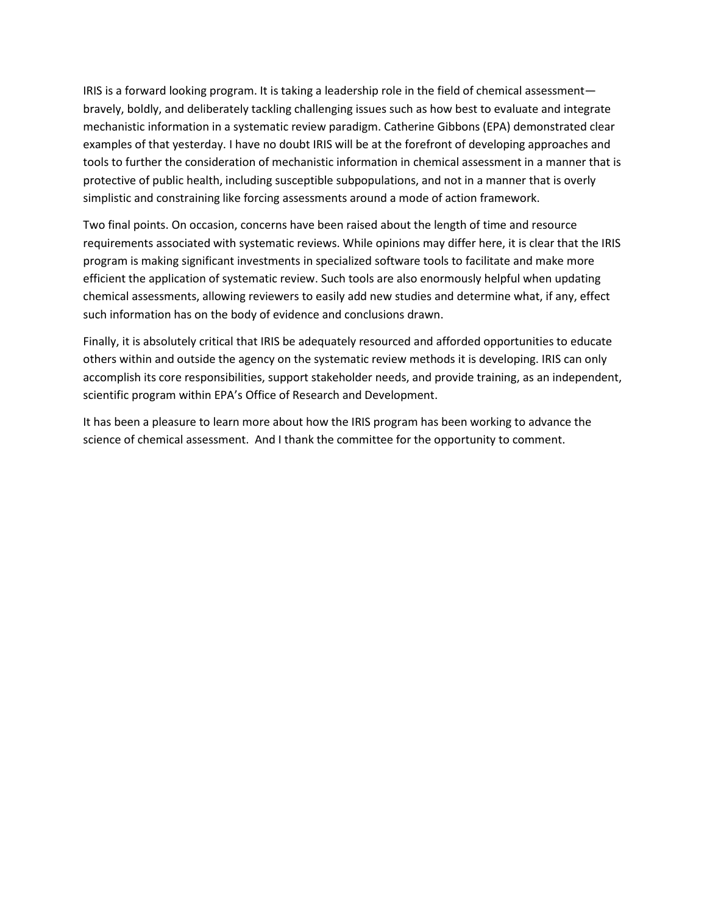IRIS is a forward looking program. It is taking a leadership role in the field of chemical assessment—bravely, boldly, and deliberately tackling challenging issues such as how best to evaluate and integrate mechanistic information in a systematic review paradigm. Catherine Gibbons (EPA) demonstrated clear examples of that yesterday. I have no doubt IRIS will be at the forefront of developing approaches and tools to further the consideration of mechanistic information in chemical assessment in a manner that is protective of public health, including susceptible subpopulations, and not in a manner that is overly simplistic and constraining like forcing assessments around a mode of action framework.

Two final points. On occasion, concerns have been raised about the length of time and resource requirements associated with systematic reviews. While opinions may differ here, it is clear that the IRIS program is making significant investments in specialized software tools to facilitate and make more efficient the application of systematic review. Such tools are also enormously helpful when updating chemical assessments, allowing reviewers to easily add new studies and determine what, if any, effect such information has on the body of evidence and conclusions drawn.

Finally, it is absolutely critical that IRIS be adequately resourced and afforded opportunities to educate others within and outside the agency on the systematic review methods it is developing. IRIS can only accomplish its core responsibilities, support stakeholder needs, and provide training, as an independent, scientific program within EPA's Office of Research and Development.

It has been a pleasure to learn more about how the IRIS program has been working to advance the science of chemical assessment. And I thank the committee for the opportunity to comment.